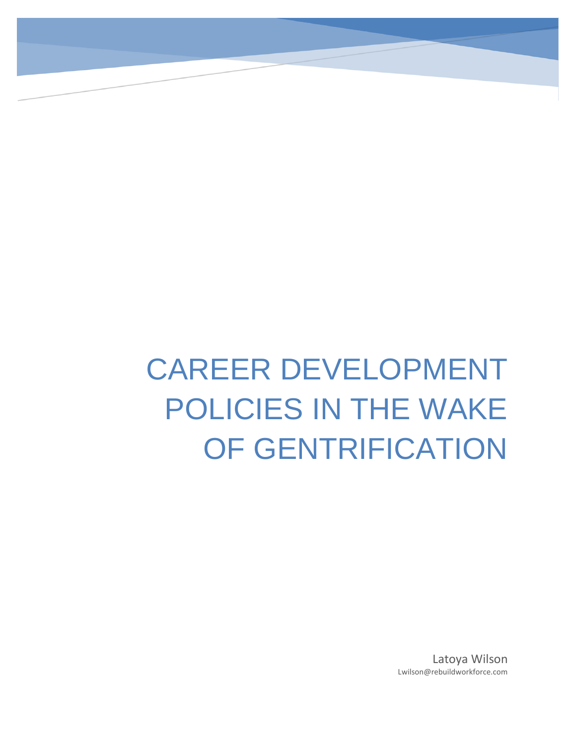# CAREER DEVELOPMENT POLICIES IN THE WAKE OF GENTRIFICATION

Latoya Wilson
Lwilson@rebuildworkforce.com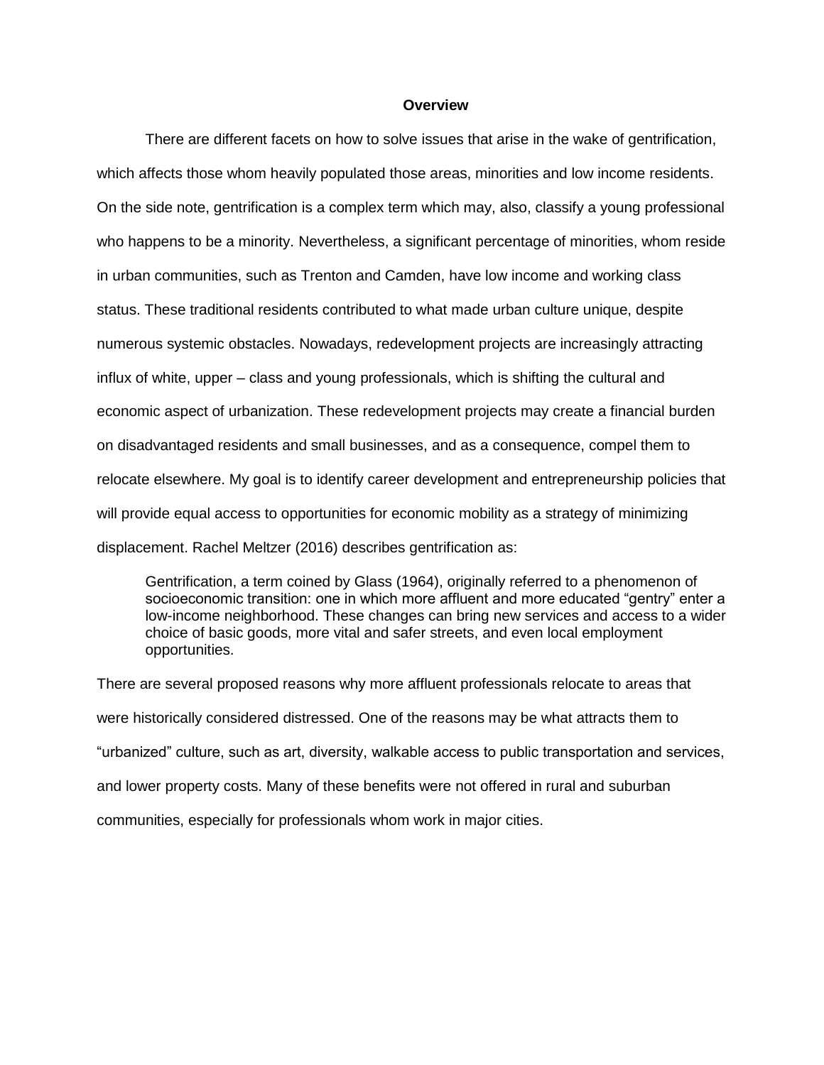## Overview

There are different facets on how to solve issues that arise in the wake of gentrification, which affects those whom heavily populated those areas, minorities and low income residents. On the side note, gentrification is a complex term which may, also, classify a young professional who happens to be a minority. Nevertheless, a significant percentage of minorities, whom reside in urban communities, such as Trenton and Camden, have low income and working class status. These traditional residents contributed to what made urban culture unique, despite numerous systemic obstacles. Nowadays, redevelopment projects are increasingly attracting influx of white, upper – class and young professionals, which is shifting the cultural and economic aspect of urbanization. These redevelopment projects may create a financial burden on disadvantaged residents and small businesses, and as a consequence, compel them to relocate elsewhere. My goal is to identify career development and entrepreneurship policies that will provide equal access to opportunities for economic mobility as a strategy of minimizing displacement. Rachel Meltzer (2016) describes gentrification as:

> Gentrification, a term coined by Glass (1964), originally referred to a phenomenon of socioeconomic transition: one in which more affluent and more educated "gentry" enter a low-income neighborhood. These changes can bring new services and access to a wider choice of basic goods, more vital and safer streets, and even local employment opportunities.

There are several proposed reasons why more affluent professionals relocate to areas that were historically considered distressed. One of the reasons may be what attracts them to "urbanized" culture, such as art, diversity, walkable access to public transportation and services, and lower property costs. Many of these benefits were not offered in rural and suburban communities, especially for professionals whom work in major cities.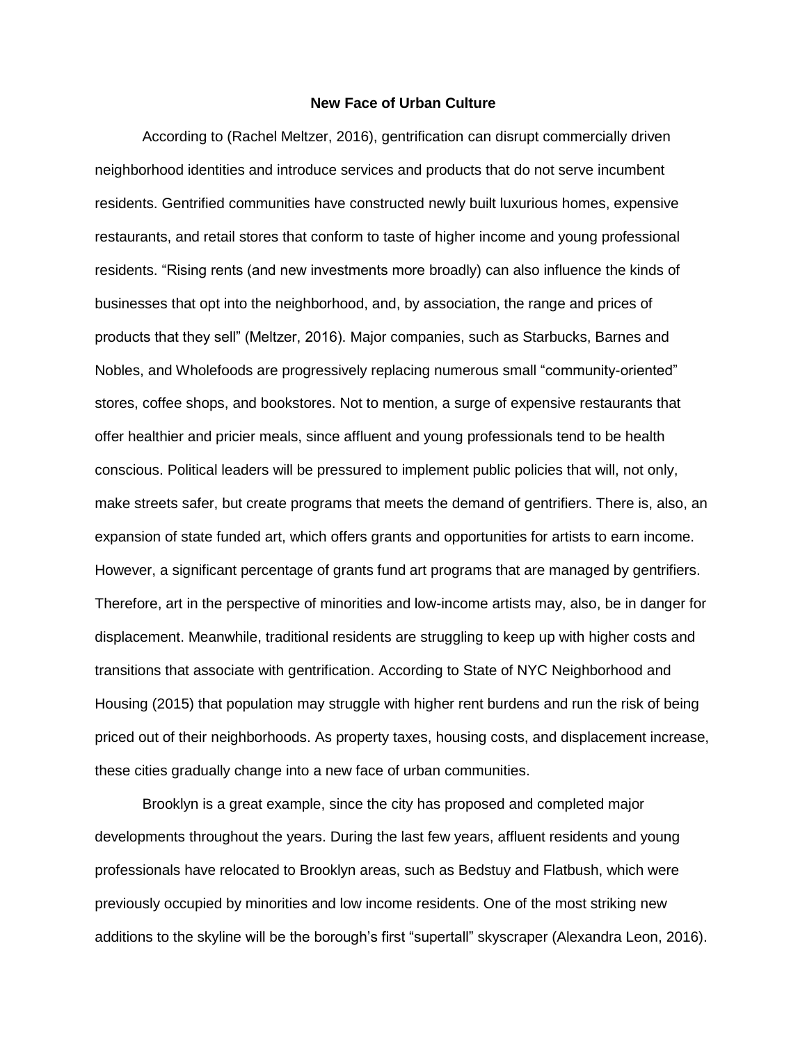**New Face of Urban Culture**

According to (Rachel Meltzer, 2016), gentrification can disrupt commercially driven neighborhood identities and introduce services and products that do not serve incumbent residents. Gentrified communities have constructed newly built luxurious homes, expensive restaurants, and retail stores that conform to taste of higher income and young professional residents. “Rising rents (and new investments more broadly) can also influence the kinds of businesses that opt into the neighborhood, and, by association, the range and prices of products that they sell” (Meltzer, 2016). Major companies, such as Starbucks, Barnes and Nobles, and Wholefoods are progressively replacing numerous small “community-oriented” stores, coffee shops, and bookstores. Not to mention, a surge of expensive restaurants that offer healthier and pricier meals, since affluent and young professionals tend to be health conscious. Political leaders will be pressured to implement public policies that will, not only, make streets safer, but create programs that meets the demand of gentrifiers. There is, also, an expansion of state funded art, which offers grants and opportunities for artists to earn income. However, a significant percentage of grants fund art programs that are managed by gentrifiers. Therefore, art in the perspective of minorities and low-income artists may, also, be in danger for displacement. Meanwhile, traditional residents are struggling to keep up with higher costs and transitions that associate with gentrification. According to State of NYC Neighborhood and Housing (2015) that population may struggle with higher rent burdens and run the risk of being priced out of their neighborhoods. As property taxes, housing costs, and displacement increase, these cities gradually change into a new face of urban communities.

Brooklyn is a great example, since the city has proposed and completed major developments throughout the years. During the last few years, affluent residents and young professionals have relocated to Brooklyn areas, such as Bedstuy and Flatbush, which were previously occupied by minorities and low income residents. One of the most striking new additions to the skyline will be the borough’s first “supertall” skyscraper (Alexandra Leon, 2016).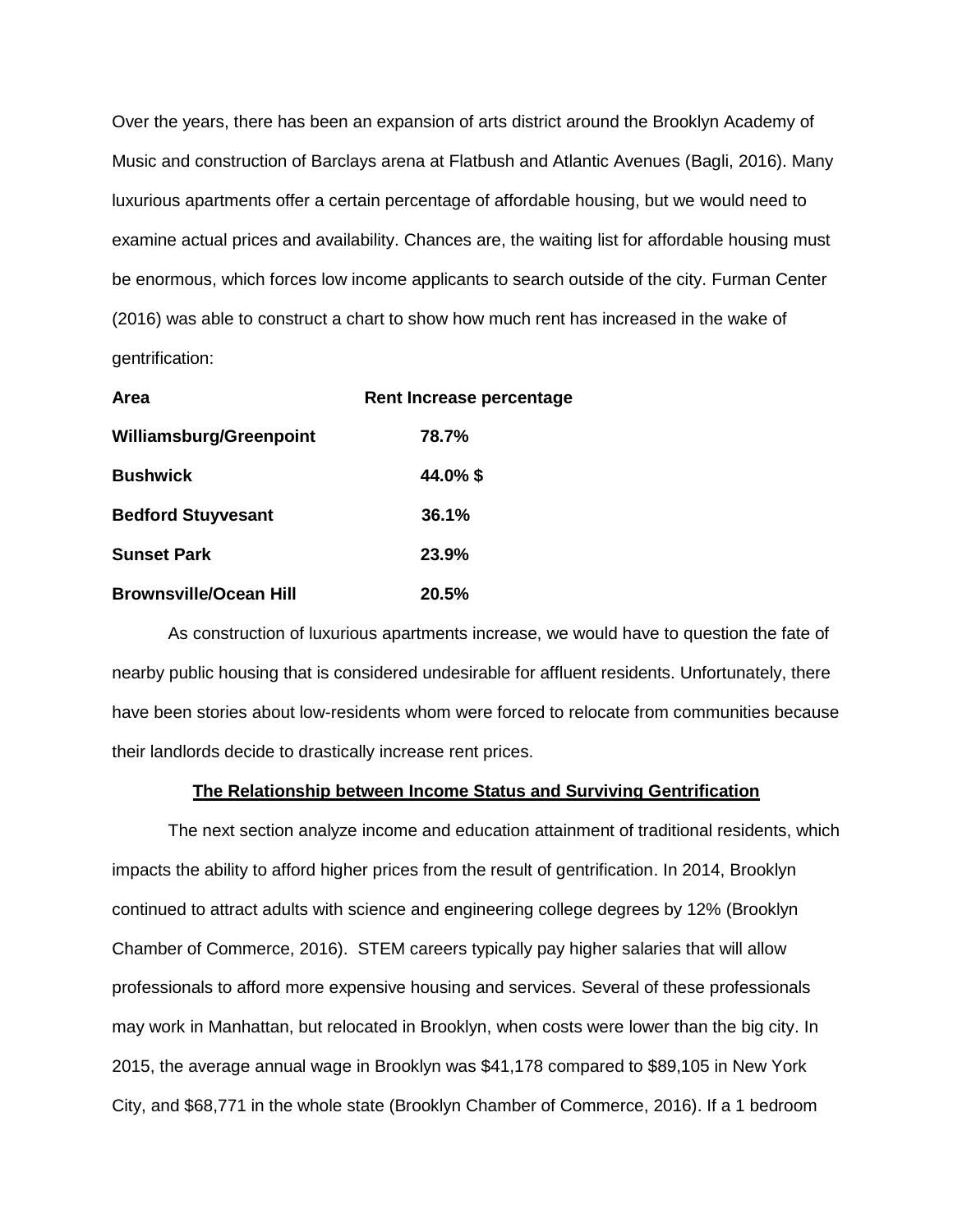Over the years, there has been an expansion of arts district around the Brooklyn Academy of Music and construction of Barclays arena at Flatbush and Atlantic Avenues (Bagli, 2016). Many luxurious apartments offer a certain percentage of affordable housing, but we would need to examine actual prices and availability. Chances are, the waiting list for affordable housing must be enormous, which forces low income applicants to search outside of the city. Furman Center (2016) was able to construct a chart to show how much rent has increased in the wake of gentrification:

| **Area** | **Rent Increase percentage** |
| --- | --- |
| **Williamsburg/Greenpoint** | **78.7%** |
| **Bushwick** | **44.0% $** |
| **Bedford Stuyvesant** | **36.1%** |
| **Sunset Park** | **23.9%** |
| **Brownsville/Ocean Hill** | **20.5%** |

As construction of luxurious apartments increase, we would have to question the fate of nearby public housing that is considered undesirable for affluent residents. Unfortunately, there have been stories about low-residents whom were forced to relocate from communities because their landlords decide to drastically increase rent prices.

## The Relationship between Income Status and Surviving Gentrification

The next section analyze income and education attainment of traditional residents, which impacts the ability to afford higher prices from the result of gentrification. In 2014, Brooklyn continued to attract adults with science and engineering college degrees by 12% (Brooklyn Chamber of Commerce, 2016). STEM careers typically pay higher salaries that will allow professionals to afford more expensive housing and services. Several of these professionals may work in Manhattan, but relocated in Brooklyn, when costs were lower than the big city. In 2015, the average annual wage in Brooklyn was $41,178 compared to $89,105 in New York City, and $68,771 in the whole state (Brooklyn Chamber of Commerce, 2016). If a 1 bedroom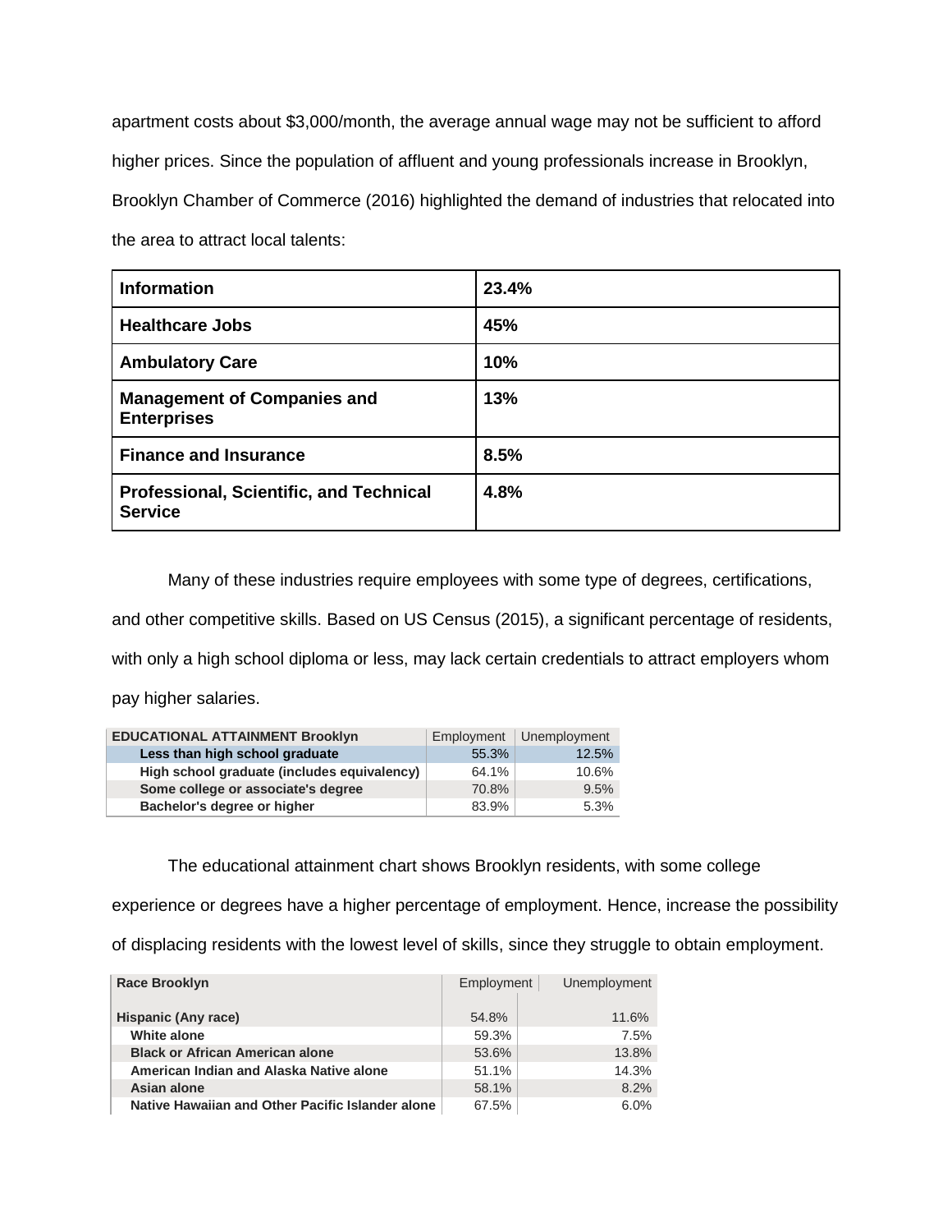apartment costs about $3,000/month, the average annual wage may not be sufficient to afford higher prices. Since the population of affluent and young professionals increase in Brooklyn, Brooklyn Chamber of Commerce (2016) highlighted the demand of industries that relocated into the area to attract local talents:

| **Information** | **23.4%** |
|---|---|
| **Healthcare Jobs** | **45%** |
| **Ambulatory Care** | **10%** |
| **Management of Companies and Enterprises** | **13%** |
| **Finance and Insurance** | **8.5%** |
| **Professional, Scientific, and Technical Service** | **4.8%** |

Many of these industries require employees with some type of degrees, certifications, and other competitive skills. Based on US Census (2015), a significant percentage of residents, with only a high school diploma or less, may lack certain credentials to attract employers whom pay higher salaries.

| EDUCATIONAL ATTAINMENT Brooklyn | Employment | Unemployment |
|---|---|---|
| Less than high school graduate | 55.3% | 12.5% |
| High school graduate (includes equivalency) | 64.1% | 10.6% |
| Some college or associate's degree | 70.8% | 9.5% |
| Bachelor's degree or higher | 83.9% | 5.3% |

The educational attainment chart shows Brooklyn residents, with some college experience or degrees have a higher percentage of employment. Hence, increase the possibility of displacing residents with the lowest level of skills, since they struggle to obtain employment.

| Race Brooklyn | Employment | Unemployment |
|---|---|---|
| Hispanic (Any race) | 54.8% | 11.6% |
| White alone | 59.3% | 7.5% |
| Black or African American alone | 53.6% | 13.8% |
| American Indian and Alaska Native alone | 51.1% | 14.3% |
| Asian alone | 58.1% | 8.2% |
| Native Hawaiian and Other Pacific Islander alone | 67.5% | 6.0% |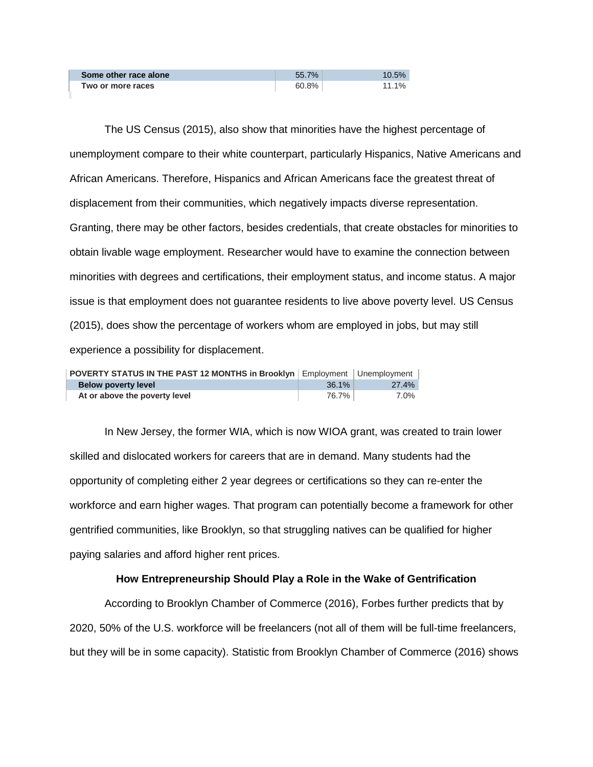| Some other race alone | 55.7% | 10.5% |
|---|---|---|
| Two or more races | 60.8% | 11.1% |

The US Census (2015), also show that minorities have the highest percentage of unemployment compare to their white counterpart, particularly Hispanics, Native Americans and African Americans. Therefore, Hispanics and African Americans face the greatest threat of displacement from their communities, which negatively impacts diverse representation. Granting, there may be other factors, besides credentials, that create obstacles for minorities to obtain livable wage employment. Researcher would have to examine the connection between minorities with degrees and certifications, their employment status, and income status. A major issue is that employment does not guarantee residents to live above poverty level. US Census (2015), does show the percentage of workers whom are employed in jobs, but may still experience a possibility for displacement.

| POVERTY STATUS IN THE PAST 12 MONTHS in Brooklyn | Employment | Unemployment |
|---|---|---|
| Below poverty level | 36.1% | 27.4% |
| At or above the poverty level | 76.7% | 7.0% |

In New Jersey, the former WIA, which is now WIOA grant, was created to train lower skilled and dislocated workers for careers that are in demand. Many students had the opportunity of completing either 2 year degrees or certifications so they can re-enter the workforce and earn higher wages. That program can potentially become a framework for other gentrified communities, like Brooklyn, so that struggling natives can be qualified for higher paying salaries and afford higher rent prices.

## How Entrepreneurship Should Play a Role in the Wake of Gentrification

According to Brooklyn Chamber of Commerce (2016), Forbes further predicts that by 2020, 50% of the U.S. workforce will be freelancers (not all of them will be full-time freelancers, but they will be in some capacity). Statistic from Brooklyn Chamber of Commerce (2016) shows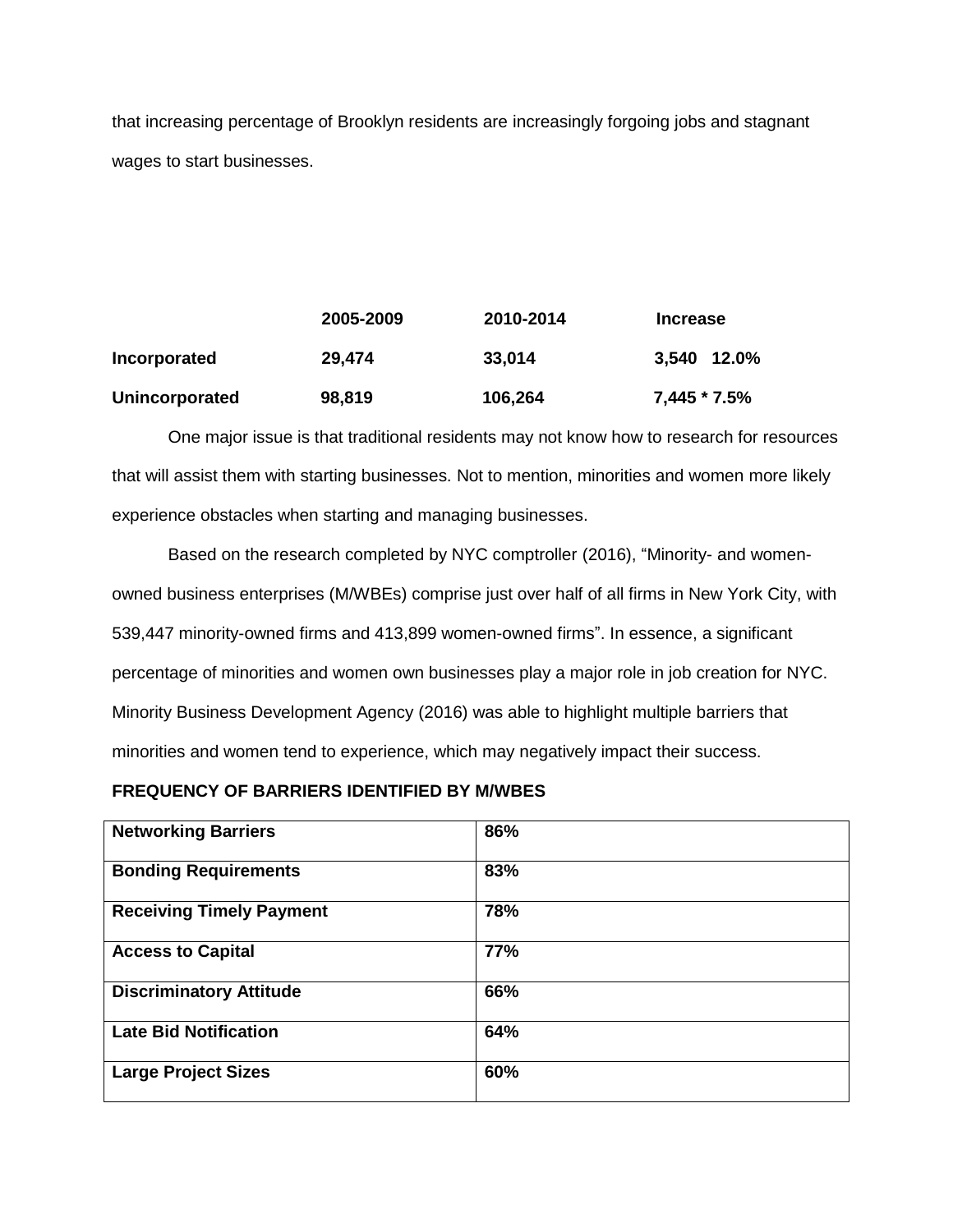that increasing percentage of Brooklyn residents are increasingly forgoing jobs and stagnant wages to start businesses.

| | 2005-2009 | 2010-2014 | Increase |
|---|---|---|---|
| **Incorporated** | **29,474** | **33,014** | **3,540 12.0%** |
| **Unincorporated** | **98,819** | **106,264** | **7,445 * 7.5%** |

One major issue is that traditional residents may not know how to research for resources that will assist them with starting businesses. Not to mention, minorities and women more likely experience obstacles when starting and managing businesses.

Based on the research completed by NYC comptroller (2016), "Minority- and women-owned business enterprises (M/WBEs) comprise just over half of all firms in New York City, with 539,447 minority-owned firms and 413,899 women-owned firms". In essence, a significant percentage of minorities and women own businesses play a major role in job creation for NYC. Minority Business Development Agency (2016) was able to highlight multiple barriers that minorities and women tend to experience, which may negatively impact their success.

**FREQUENCY OF BARRIERS IDENTIFIED BY M/WBES**

| | |
|---|---|
| **Networking Barriers** | **86%** |
| **Bonding Requirements** | **83%** |
| **Receiving Timely Payment** | **78%** |
| **Access to Capital** | **77%** |
| **Discriminatory Attitude** | **66%** |
| **Late Bid Notification** | **64%** |
| **Large Project Sizes** | **60%** |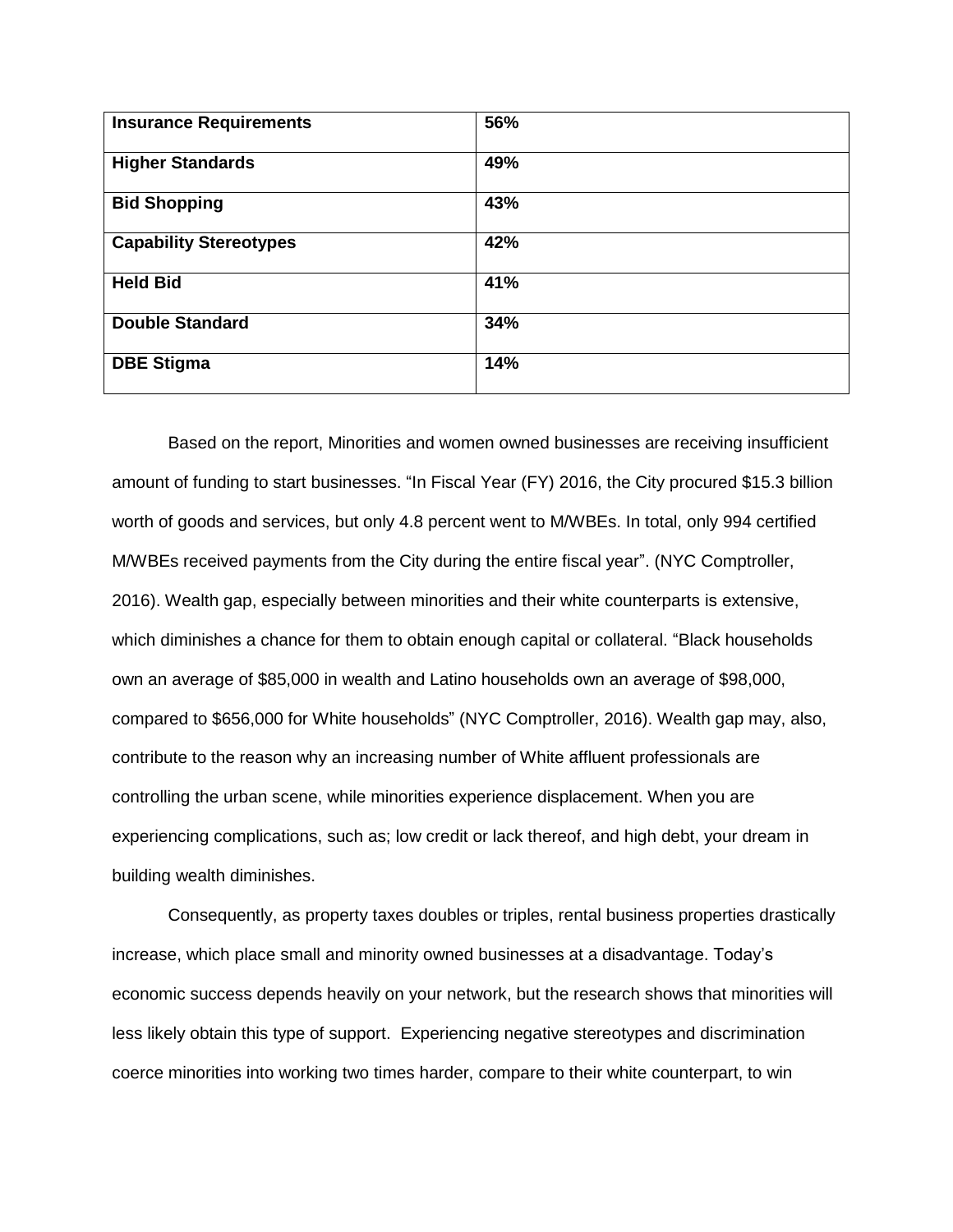| **Insurance Requirements** | **56%** |
|---|---|
| **Higher Standards** | **49%** |
| **Bid Shopping** | **43%** |
| **Capability Stereotypes** | **42%** |
| **Held Bid** | **41%** |
| **Double Standard** | **34%** |
| **DBE Stigma** | **14%** |

Based on the report, Minorities and women owned businesses are receiving insufficient amount of funding to start businesses. "In Fiscal Year (FY) 2016, the City procured $15.3 billion worth of goods and services, but only 4.8 percent went to M/WBEs. In total, only 994 certified M/WBEs received payments from the City during the entire fiscal year". (NYC Comptroller, 2016). Wealth gap, especially between minorities and their white counterparts is extensive, which diminishes a chance for them to obtain enough capital or collateral. "Black households own an average of $85,000 in wealth and Latino households own an average of $98,000, compared to $656,000 for White households" (NYC Comptroller, 2016). Wealth gap may, also, contribute to the reason why an increasing number of White affluent professionals are controlling the urban scene, while minorities experience displacement. When you are experiencing complications, such as; low credit or lack thereof, and high debt, your dream in building wealth diminishes.

Consequently, as property taxes doubles or triples, rental business properties drastically increase, which place small and minority owned businesses at a disadvantage. Today's economic success depends heavily on your network, but the research shows that minorities will less likely obtain this type of support. Experiencing negative stereotypes and discrimination coerce minorities into working two times harder, compare to their white counterpart, to win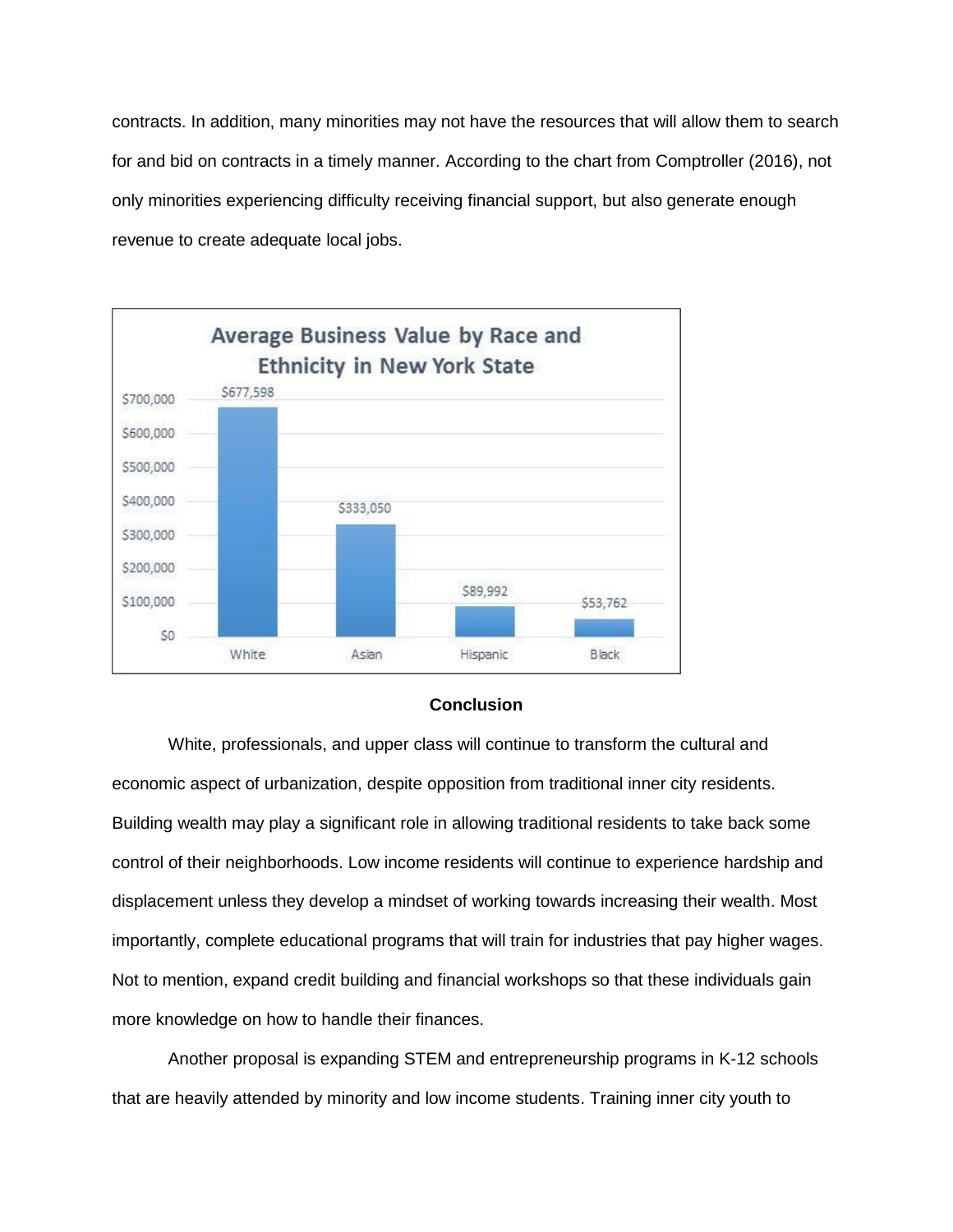contracts. In addition, many minorities may not have the resources that will allow them to search for and bid on contracts in a timely manner. According to the chart from Comptroller (2016), not only minorities experiencing difficulty receiving financial support, but also generate enough revenue to create adequate local jobs.

**Average Business Value by Race and Ethnicity in New York State**

| White | Asian | Hispanic | Black |
|---|---|---|---|
| $677,598 | $333,050 | $89,992 | $53,762 |

### Conclusion

White, professionals, and upper class will continue to transform the cultural and economic aspect of urbanization, despite opposition from traditional inner city residents. Building wealth may play a significant role in allowing traditional residents to take back some control of their neighborhoods. Low income residents will continue to experience hardship and displacement unless they develop a mindset of working towards increasing their wealth. Most importantly, complete educational programs that will train for industries that pay higher wages. Not to mention, expand credit building and financial workshops so that these individuals gain more knowledge on how to handle their finances.

Another proposal is expanding STEM and entrepreneurship programs in K-12 schools that are heavily attended by minority and low income students. Training inner city youth to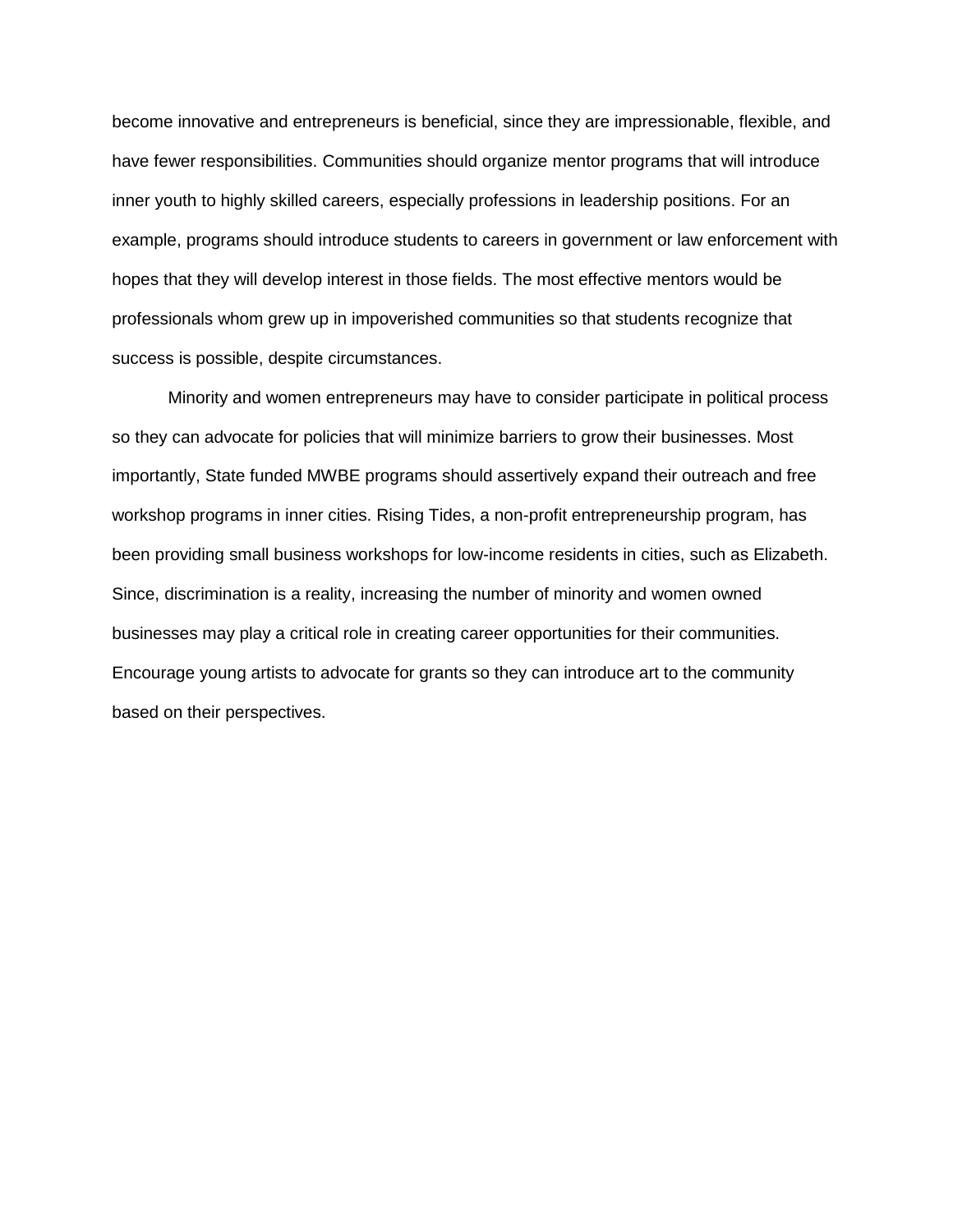become innovative and entrepreneurs is beneficial, since they are impressionable, flexible, and have fewer responsibilities. Communities should organize mentor programs that will introduce inner youth to highly skilled careers, especially professions in leadership positions. For an example, programs should introduce students to careers in government or law enforcement with hopes that they will develop interest in those fields. The most effective mentors would be professionals whom grew up in impoverished communities so that students recognize that success is possible, despite circumstances.

Minority and women entrepreneurs may have to consider participate in political process so they can advocate for policies that will minimize barriers to grow their businesses. Most importantly, State funded MWBE programs should assertively expand their outreach and free workshop programs in inner cities. Rising Tides, a non-profit entrepreneurship program, has been providing small business workshops for low-income residents in cities, such as Elizabeth. Since, discrimination is a reality, increasing the number of minority and women owned businesses may play a critical role in creating career opportunities for their communities. Encourage young artists to advocate for grants so they can introduce art to the community based on their perspectives.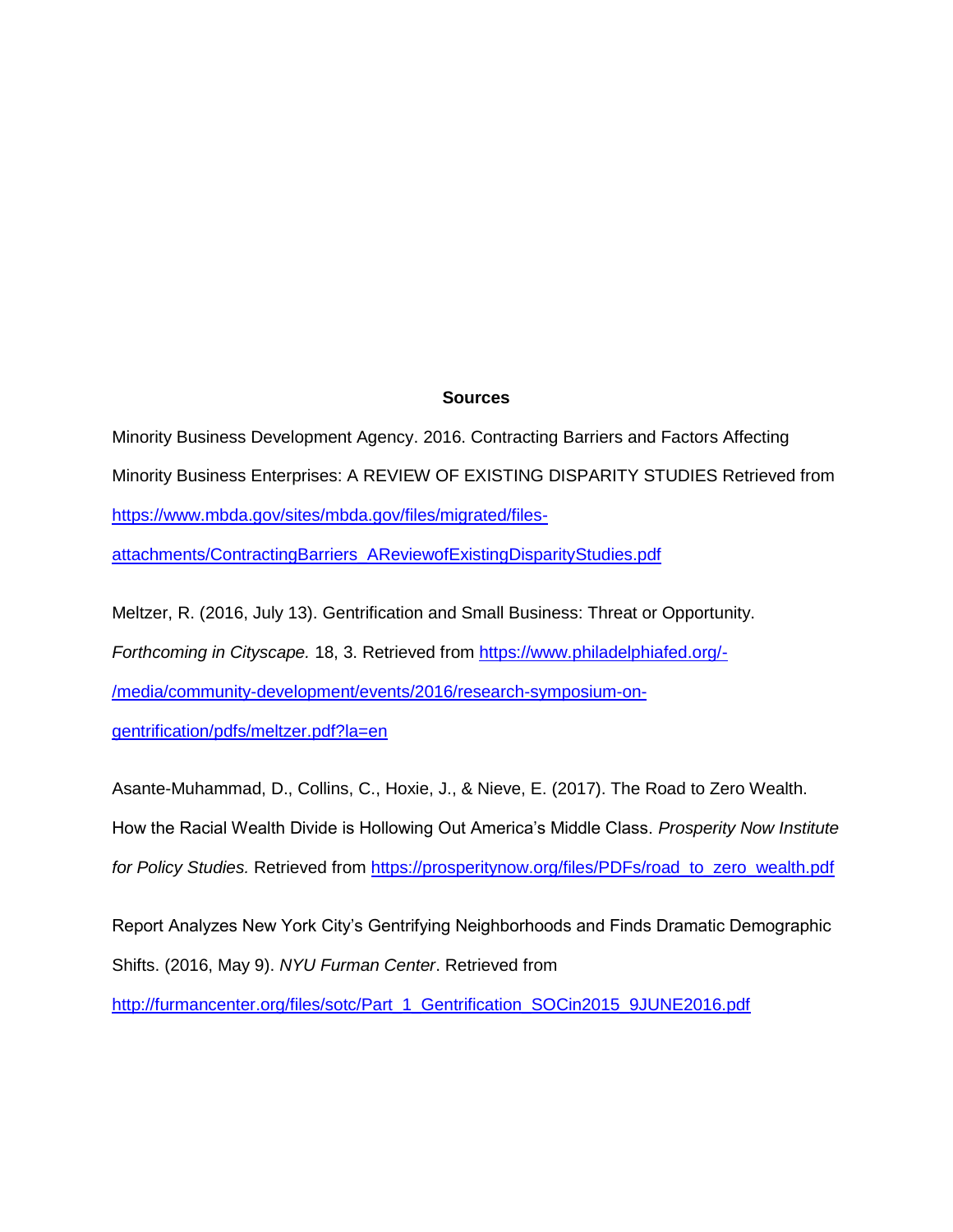## Sources

Minority Business Development Agency. 2016. Contracting Barriers and Factors Affecting Minority Business Enterprises: A REVIEW OF EXISTING DISPARITY STUDIES Retrieved from https://www.mbda.gov/sites/mbda.gov/files/migrated/files-attachments/ContractingBarriers_AReviewofExistingDisparityStudies.pdf

Meltzer, R. (2016, July 13). Gentrification and Small Business: Threat or Opportunity. *Forthcoming in Cityscape.* 18, 3. Retrieved from https://www.philadelphiafed.org/-/media/community-development/events/2016/research-symposium-on-gentrification/pdfs/meltzer.pdf?la=en

Asante-Muhammad, D., Collins, C., Hoxie, J., & Nieve, E. (2017). The Road to Zero Wealth. How the Racial Wealth Divide is Hollowing Out America's Middle Class. *Prosperity Now Institute for Policy Studies.* Retrieved from https://prosperitynow.org/files/PDFs/road_to_zero_wealth.pdf

Report Analyzes New York City's Gentrifying Neighborhoods and Finds Dramatic Demographic Shifts. (2016, May 9). *NYU Furman Center*. Retrieved from http://furmancenter.org/files/sotc/Part_1_Gentrification_SOCin2015_9JUNE2016.pdf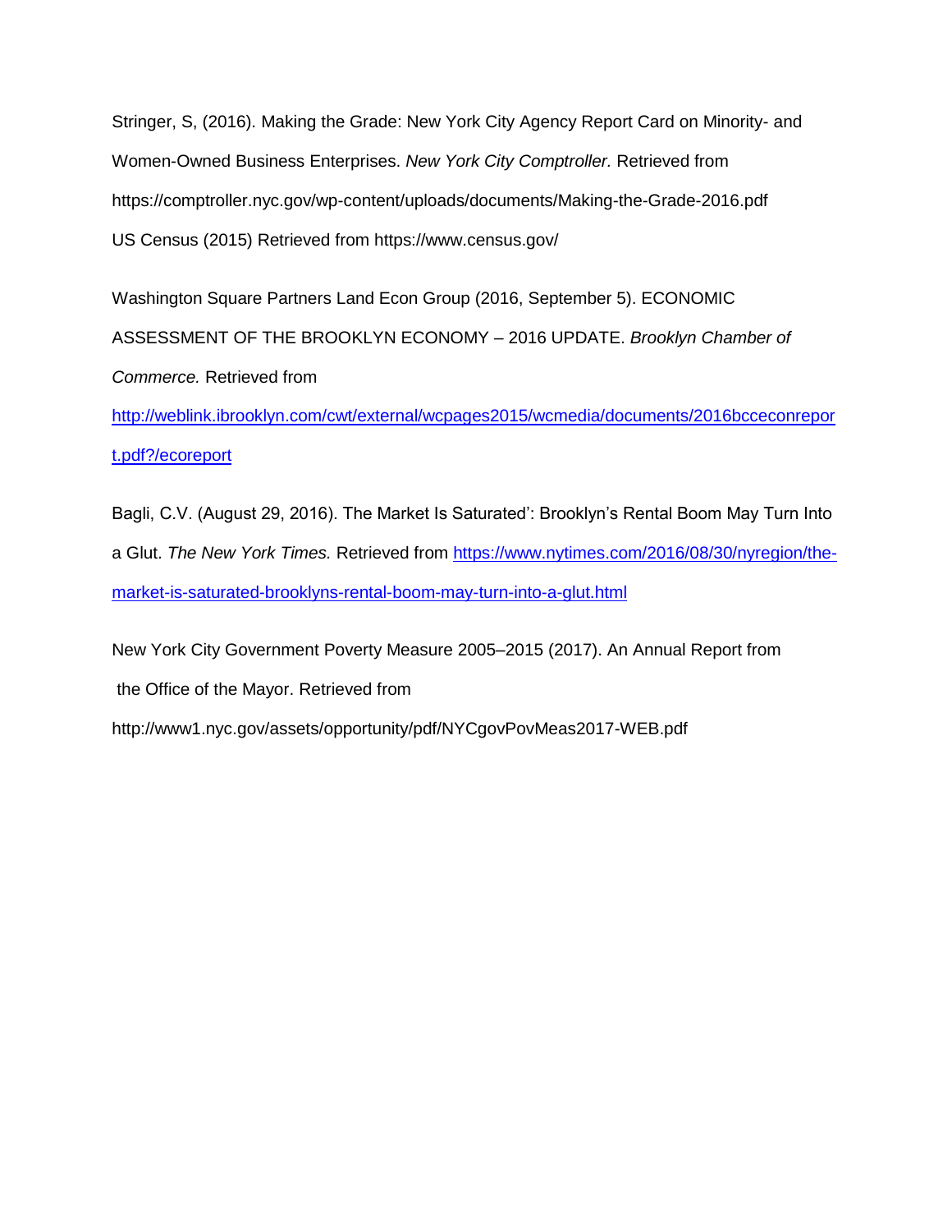Stringer, S, (2016). Making the Grade: New York City Agency Report Card on Minority- and Women-Owned Business Enterprises. *New York City Comptroller.* Retrieved from https://comptroller.nyc.gov/wp-content/uploads/documents/Making-the-Grade-2016.pdf

US Census (2015) Retrieved from https://www.census.gov/

Washington Square Partners Land Econ Group (2016, September 5). ECONOMIC ASSESSMENT OF THE BROOKLYN ECONOMY – 2016 UPDATE. *Brooklyn Chamber of Commerce.* Retrieved from http://weblink.ibrooklyn.com/cwt/external/wcpages2015/wcmedia/documents/2016bcceconreport.pdf?/ecoreport

Bagli, C.V. (August 29, 2016). The Market Is Saturated': Brooklyn's Rental Boom May Turn Into a Glut. *The New York Times.* Retrieved from https://www.nytimes.com/2016/08/30/nyregion/the-market-is-saturated-brooklyns-rental-boom-may-turn-into-a-glut.html

New York City Government Poverty Measure 2005–2015 (2017). An Annual Report from the Office of the Mayor. Retrieved from http://www1.nyc.gov/assets/opportunity/pdf/NYCgovPovMeas2017-WEB.pdf